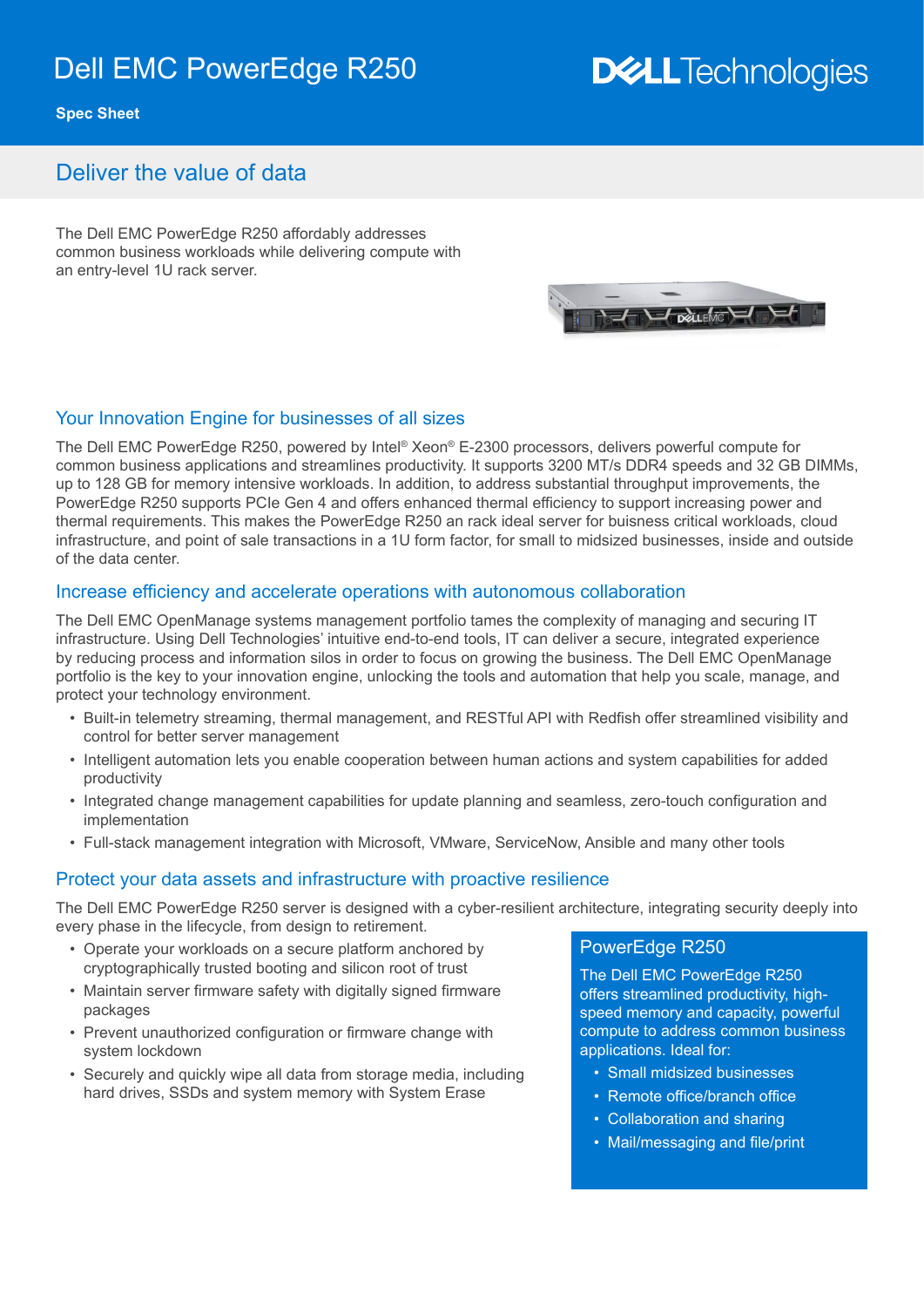# Dell EMC PowerEdge R250

**Spec Sheet**

## Deliver the value of data

The Dell EMC PowerEdge R250 affordably addresses common business workloads while delivering compute with an entry-level 1U rack server.

### Your Innovation Engine for businesses of all sizes

The Dell EMC PowerEdge R250, powered by Intel® Xeon® E-2300 processors, delivers powerful compute for common business applications and streamlines productivity. It supports 3200 MT/s DDR4 speeds and 32 GB DIMMs, up to 128 GB for memory intensive workloads. In addition, to address substantial throughput improvements, the PowerEdge R250 supports PCIe Gen 4 and offers enhanced thermal efficiency to support increasing power and thermal requirements. This makes the PowerEdge R250 an rack ideal server for buisness critical workloads, cloud infrastructure, and point of sale transactions in a 1U form factor, for small to midsized businesses, inside and outside of the data center.

### Increase efficiency and accelerate operations with autonomous collaboration

The Dell EMC OpenManage systems management portfolio tames the complexity of managing and securing IT infrastructure. Using Dell Technologies' intuitive end-to-end tools, IT can deliver a secure, integrated experience by reducing process and information silos in order to focus on growing the business. The Dell EMC OpenManage portfolio is the key to your innovation engine, unlocking the tools and automation that help you scale, manage, and protect your technology environment.

- Built-in telemetry streaming, thermal management, and RESTful API with Redfish offer streamlined visibility and control for better server management
- Intelligent automation lets you enable cooperation between human actions and system capabilities for added productivity
- Integrated change management capabilities for update planning and seamless, zero-touch configuration and implementation
- Full-stack management integration with Microsoft, VMware, ServiceNow, Ansible and many other tools

### Protect your data assets and infrastructure with proactive resilience

The Dell EMC PowerEdge R250 server is designed with a cyber-resilient architecture, integrating security deeply into every phase in the lifecycle, from design to retirement.

- Operate your workloads on a secure platform anchored by cryptographically trusted booting and silicon root of trust
- Maintain server firmware safety with digitally signed firmware packages
- Prevent unauthorized configuration or firmware change with system lockdown
- Securely and quickly wipe all data from storage media, including hard drives, SSDs and system memory with System Erase

### PowerEdge R250

The Dell EMC PowerEdge R250 offers streamlined productivity, high-speed memory and capacity, powerful compute to address common business applications. Ideal for:

- Small midsized businesses
- Remote office/branch office
- Collaboration and sharing
- Mail/messaging and file/print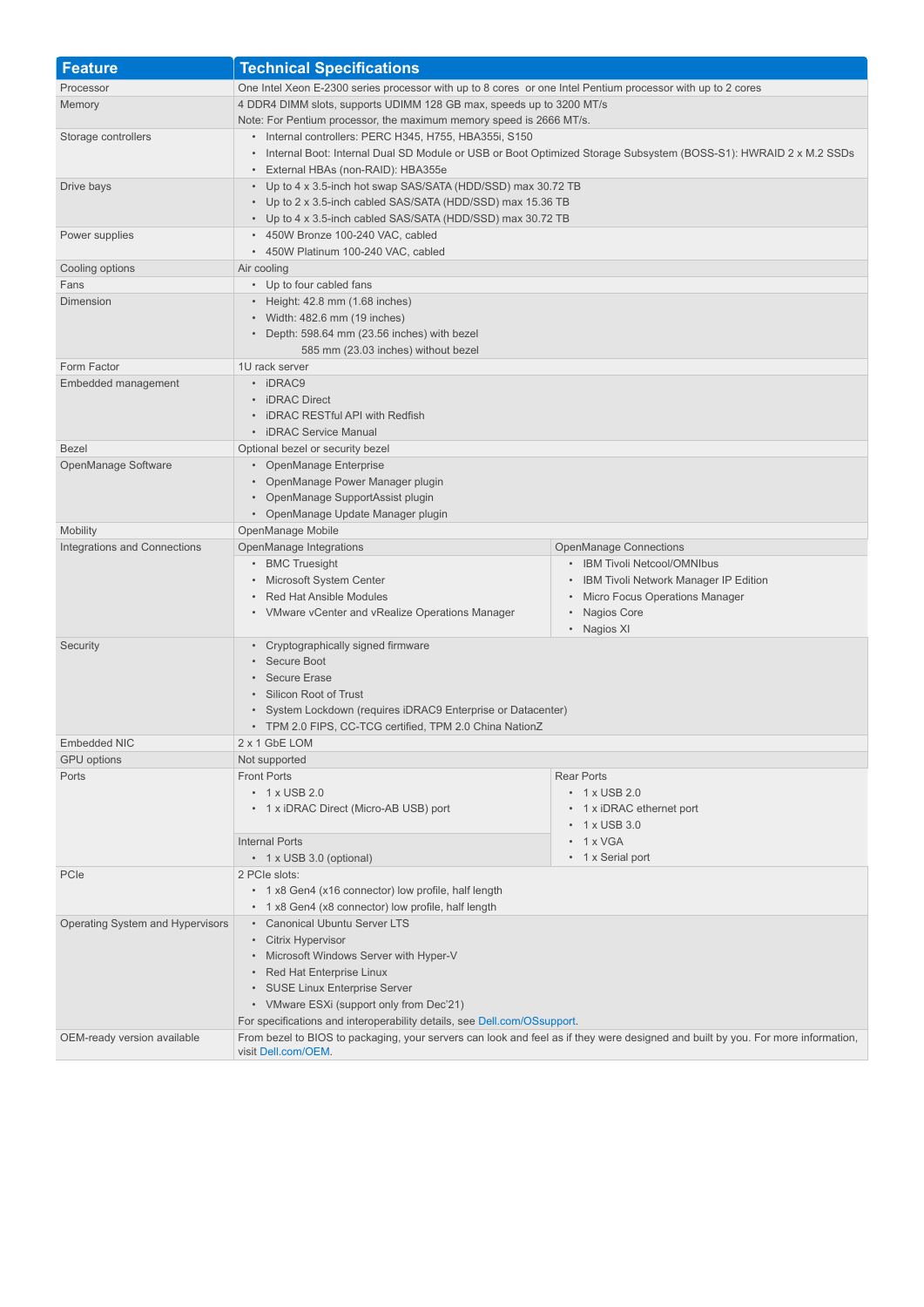| Feature | Technical Specifications |
|---|---|
| Processor | One Intel Xeon E-2300 series processor with up to 8 cores or one Intel Pentium processor with up to 2 cores |
| Memory | 4 DDR4 DIMM slots, supports UDIMM 128 GB max, speeds up to 3200 MT/s<br>Note: For Pentium processor, the maximum memory speed is 2666 MT/s. |
| Storage controllers | • Internal controllers: PERC H345, H755, HBA355i, S150<br>• Internal Boot: Internal Dual SD Module or USB or Boot Optimized Storage Subsystem (BOSS-S1): HWRAID 2 x M.2 SSDs<br>• External HBAs (non-RAID): HBA355e |
| Drive bays | • Up to 4 x 3.5-inch hot swap SAS/SATA (HDD/SSD) max 30.72 TB<br>• Up to 2 x 3.5-inch cabled SAS/SATA (HDD/SSD) max 15.36 TB<br>• Up to 4 x 3.5-inch cabled SAS/SATA (HDD/SSD) max 30.72 TB |
| Power supplies | • 450W Bronze 100-240 VAC, cabled<br>• 450W Platinum 100-240 VAC, cabled |
| Cooling options | Air cooling |
| Fans | • Up to four cabled fans |
| Dimension | • Height: 42.8 mm (1.68 inches)<br>• Width: 482.6 mm (19 inches)<br>• Depth: 598.64 mm (23.56 inches) with bezel<br>585 mm (23.03 inches) without bezel |
| Form Factor | 1U rack server |
| Embedded management | • iDRAC9<br>• iDRAC Direct<br>• iDRAC RESTful API with Redfish<br>• iDRAC Service Manual |
| Bezel | Optional bezel or security bezel |
| OpenManage Software | • OpenManage Enterprise<br>• OpenManage Power Manager plugin<br>• OpenManage SupportAssist plugin<br>• OpenManage Update Manager plugin |
| Mobility | OpenManage Mobile |
| Integrations and Connections | OpenManage Integrations<br>• BMC Truesight<br>• Microsoft System Center<br>• Red Hat Ansible Modules<br>• VMware vCenter and vRealize Operations Manager<br><br>OpenManage Connections<br>• IBM Tivoli Netcool/OMNIbus<br>• IBM Tivoli Network Manager IP Edition<br>• Micro Focus Operations Manager<br>• Nagios Core<br>• Nagios XI |
| Security | • Cryptographically signed firmware<br>• Secure Boot<br>• Secure Erase<br>• Silicon Root of Trust<br>• System Lockdown (requires iDRAC9 Enterprise or Datacenter)<br>• TPM 2.0 FIPS, CC-TCG certified, TPM 2.0 China NationZ |
| Embedded NIC | 2 x 1 GbE LOM |
| GPU options | Not supported |
| Ports | Front Ports<br>• 1 x USB 2.0<br>• 1 x iDRAC Direct (Micro-AB USB) port<br><br>Internal Ports<br>• 1 x USB 3.0 (optional)<br><br>Rear Ports<br>• 1 x USB 2.0<br>• 1 x iDRAC ethernet port<br>• 1 x USB 3.0<br>• 1 x VGA<br>• 1 x Serial port |
| PCIe | 2 PCIe slots:<br>• 1 x8 Gen4 (x16 connector) low profile, half length<br>• 1 x8 Gen4 (x8 connector) low profile, half length |
| Operating System and Hypervisors | • Canonical Ubuntu Server LTS<br>• Citrix Hypervisor<br>• Microsoft Windows Server with Hyper-V<br>• Red Hat Enterprise Linux<br>• SUSE Linux Enterprise Server<br>• VMware ESXi (support only from Dec'21)<br>For specifications and interoperability details, see Dell.com/OSsupport. |
| OEM-ready version available | From bezel to BIOS to packaging, your servers can look and feel as if they were designed and built by you. For more information, visit Dell.com/OEM. |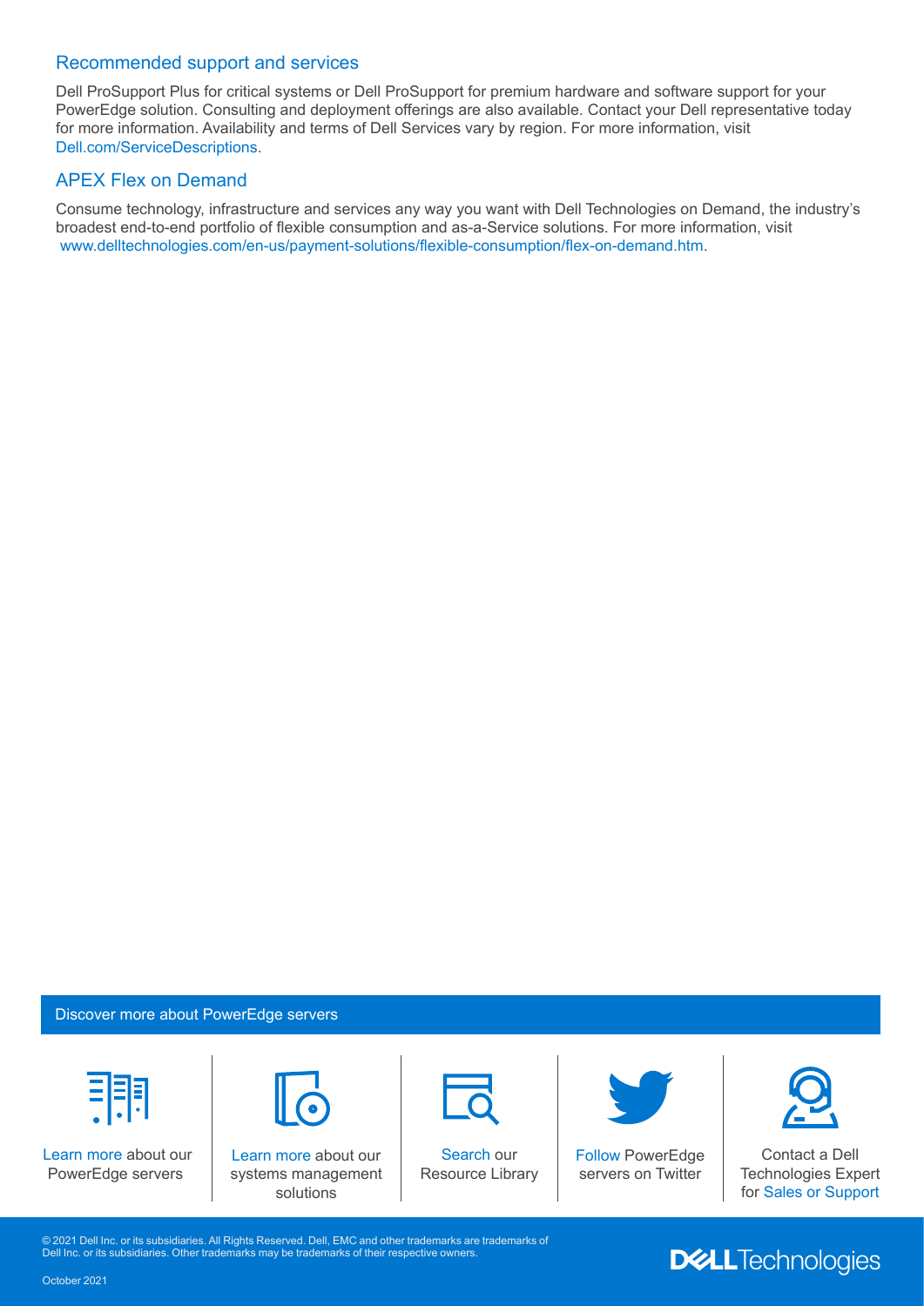## Recommended support and services

Dell ProSupport Plus for critical systems or Dell ProSupport for premium hardware and software support for your PowerEdge solution. Consulting and deployment offerings are also available. Contact your Dell representative today for more information. Availability and terms of Dell Services vary by region. For more information, visit Dell.com/ServiceDescriptions.

## APEX Flex on Demand

Consume technology, infrastructure and services any way you want with Dell Technologies on Demand, the industry's broadest end-to-end portfolio of flexible consumption and as-a-Service solutions. For more information, visit www.delltechnologies.com/en-us/payment-solutions/flexible-consumption/flex-on-demand.htm.

### Discover more about PowerEdge servers

Learn more about our PowerEdge servers

Learn more about our systems management solutions

Search our Resource Library

Follow PowerEdge servers on Twitter

Contact a Dell Technologies Expert for Sales or Support

© 2021 Dell Inc. or its subsidiaries. All Rights Reserved. Dell, EMC and other trademarks are trademarks of Dell Inc. or its subsidiaries. Other trademarks may be trademarks of their respective owners.

DELL Technologies

October 2021